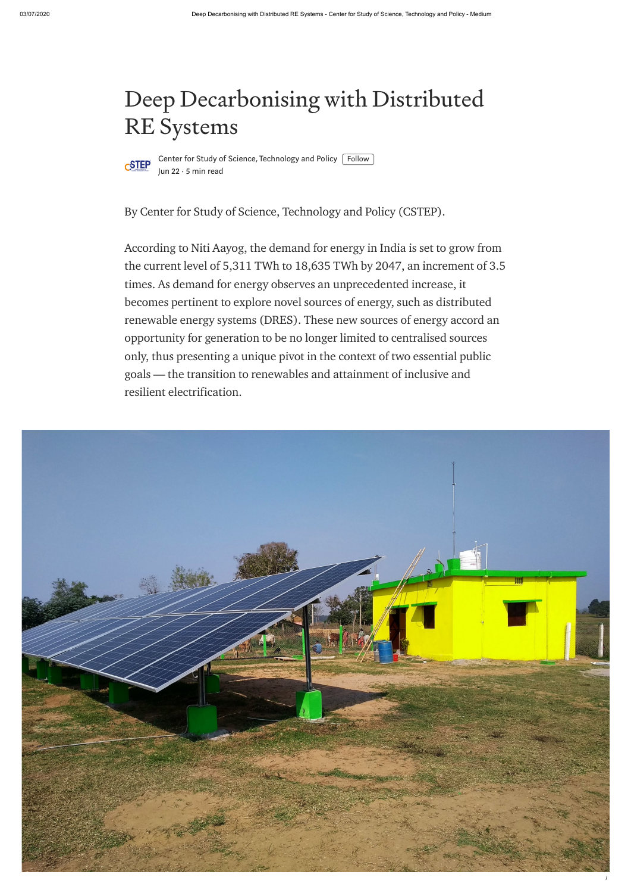# Deep Decarbonising with Distributed RE Systems

Center for Study of Science, Technology and Policy Follow
Jun 22 · 5 min read

By Center for Study of Science, Technology and Policy (CSTEP).

According to Niti Aayog, the demand for energy in India is set to grow from the current level of 5,311 TWh to 18,635 TWh by 2047, an increment of 3.5 times. As demand for energy observes an unprecedented increase, it becomes pertinent to explore novel sources of energy, such as distributed renewable energy systems (DRES). These new sources of energy accord an opportunity for generation to be no longer limited to centralised sources only, thus presenting a unique pivot in the context of two essential public goals — the transition to renewables and attainment of inclusive and resilient electrification.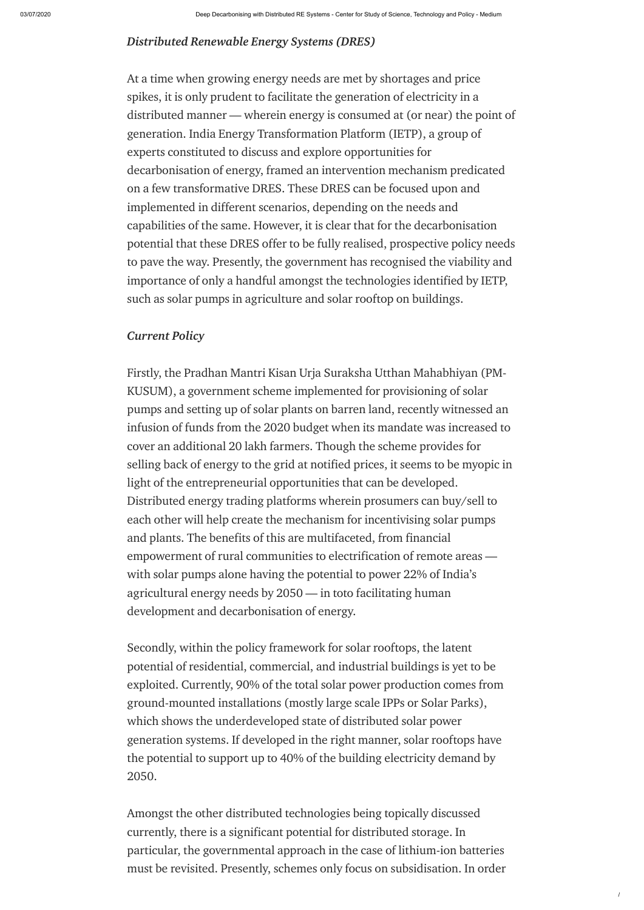### *Distributed Renewable Energy Systems (DRES)*

At a time when growing energy needs are met by shortages and price spikes, it is only prudent to facilitate the generation of electricity in a distributed manner — wherein energy is consumed at (or near) the point of generation. India Energy Transformation Platform (IETP), a group of experts constituted to discuss and explore opportunities for decarbonisation of energy, framed an intervention mechanism predicated on a few transformative DRES. These DRES can be focused upon and implemented in different scenarios, depending on the needs and capabilities of the same. However, it is clear that for the decarbonisation potential that these DRES offer to be fully realised, prospective policy needs to pave the way. Presently, the government has recognised the viability and importance of only a handful amongst the technologies identified by IETP, such as solar pumps in agriculture and solar rooftop on buildings.

### *Current Policy*

Firstly, the Pradhan Mantri Kisan Urja Suraksha Utthan Mahabhiyan (PM-KUSUM), a government scheme implemented for provisioning of solar pumps and setting up of solar plants on barren land, recently witnessed an infusion of funds from the 2020 budget when its mandate was increased to cover an additional 20 lakh farmers. Though the scheme provides for selling back of energy to the grid at notified prices, it seems to be myopic in light of the entrepreneurial opportunities that can be developed. Distributed energy trading platforms wherein prosumers can buy/sell to each other will help create the mechanism for incentivising solar pumps and plants. The benefits of this are multifaceted, from financial empowerment of rural communities to electrification of remote areas — with solar pumps alone having the potential to power 22% of India's agricultural energy needs by 2050 — in toto facilitating human development and decarbonisation of energy.

Secondly, within the policy framework for solar rooftops, the latent potential of residential, commercial, and industrial buildings is yet to be exploited. Currently, 90% of the total solar power production comes from ground-mounted installations (mostly large scale IPPs or Solar Parks), which shows the underdeveloped state of distributed solar power generation systems. If developed in the right manner, solar rooftops have the potential to support up to 40% of the building electricity demand by 2050.

Amongst the other distributed technologies being topically discussed currently, there is a significant potential for distributed storage. In particular, the governmental approach in the case of lithium-ion batteries must be revisited. Presently, schemes only focus on subsidisation. In order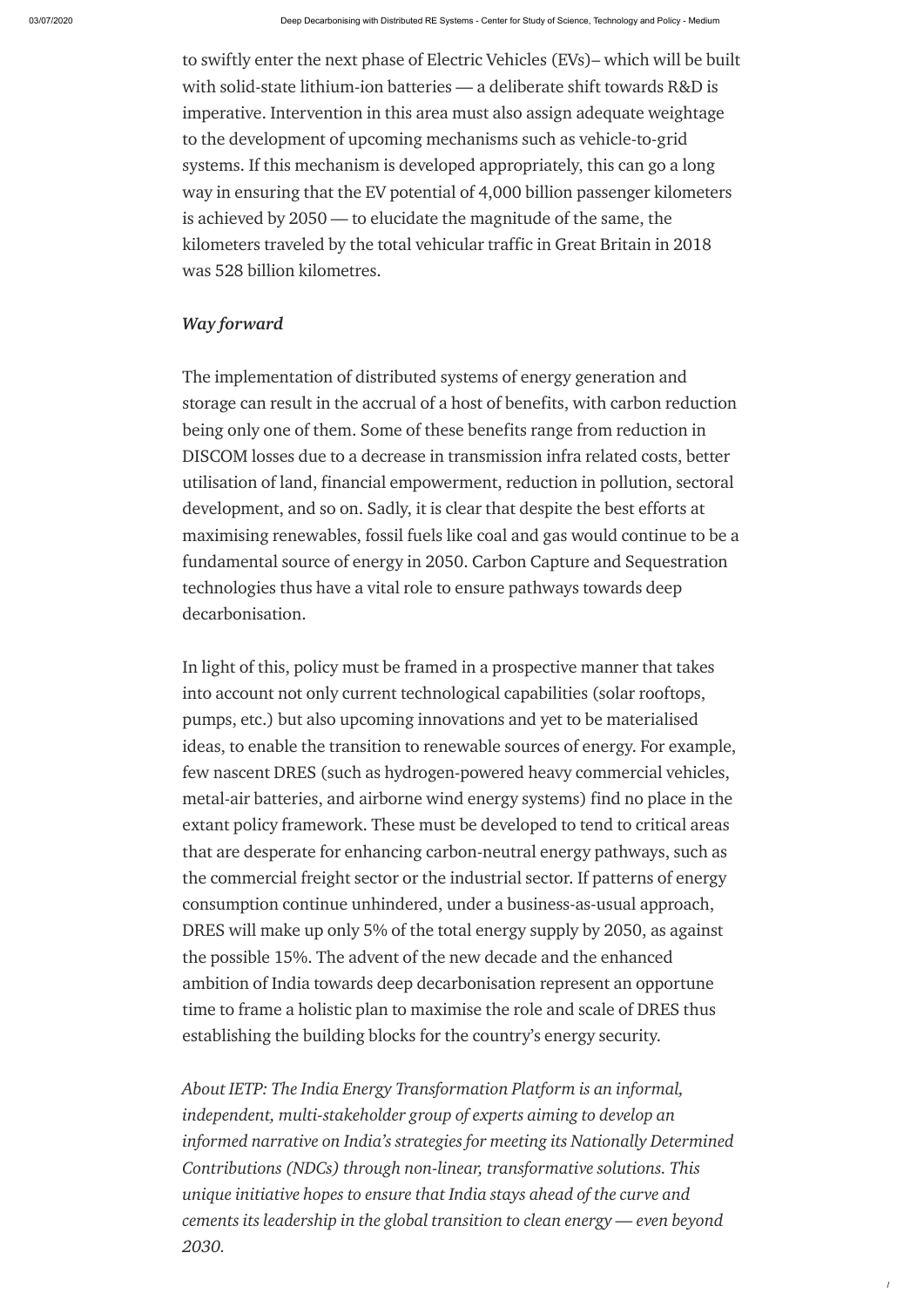to swiftly enter the next phase of Electric Vehicles (EVs)– which will be built with solid-state lithium-ion batteries — a deliberate shift towards R&D is imperative. Intervention in this area must also assign adequate weightage to the development of upcoming mechanisms such as vehicle-to-grid systems. If this mechanism is developed appropriately, this can go a long way in ensuring that the EV potential of 4,000 billion passenger kilometers is achieved by 2050 — to elucidate the magnitude of the same, the kilometers traveled by the total vehicular traffic in Great Britain in 2018 was 528 billion kilometres.

### *Way forward*

The implementation of distributed systems of energy generation and storage can result in the accrual of a host of benefits, with carbon reduction being only one of them. Some of these benefits range from reduction in DISCOM losses due to a decrease in transmission infra related costs, better utilisation of land, financial empowerment, reduction in pollution, sectoral development, and so on. Sadly, it is clear that despite the best efforts at maximising renewables, fossil fuels like coal and gas would continue to be a fundamental source of energy in 2050. Carbon Capture and Sequestration technologies thus have a vital role to ensure pathways towards deep decarbonisation.

In light of this, policy must be framed in a prospective manner that takes into account not only current technological capabilities (solar rooftops, pumps, etc.) but also upcoming innovations and yet to be materialised ideas, to enable the transition to renewable sources of energy. For example, few nascent DRES (such as hydrogen-powered heavy commercial vehicles, metal-air batteries, and airborne wind energy systems) find no place in the extant policy framework. These must be developed to tend to critical areas that are desperate for enhancing carbon-neutral energy pathways, such as the commercial freight sector or the industrial sector. If patterns of energy consumption continue unhindered, under a business-as-usual approach, DRES will make up only 5% of the total energy supply by 2050, as against the possible 15%. The advent of the new decade and the enhanced ambition of India towards deep decarbonisation represent an opportune time to frame a holistic plan to maximise the role and scale of DRES thus establishing the building blocks for the country's energy security.

*About IETP: The India Energy Transformation Platform is an informal, independent, multi-stakeholder group of experts aiming to develop an informed narrative on India's strategies for meeting its Nationally Determined Contributions (NDCs) through non-linear, transformative solutions. This unique initiative hopes to ensure that India stays ahead of the curve and cements its leadership in the global transition to clean energy — even beyond 2030.*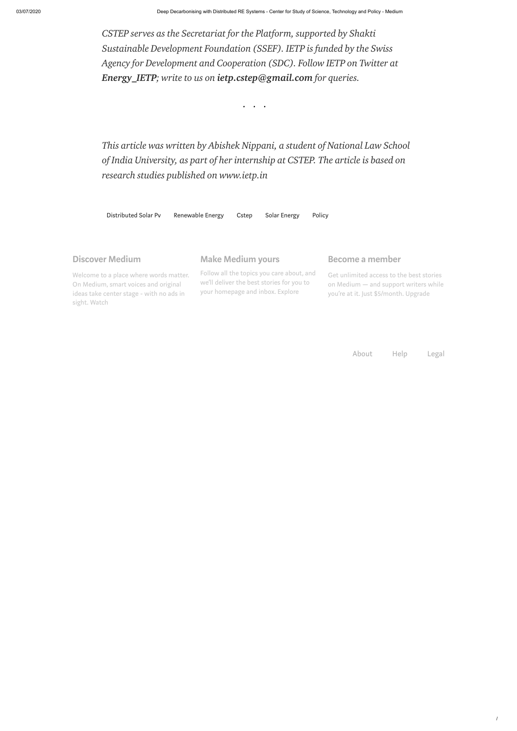*CSTEP serves as the Secretariat for the Platform, supported by Shakti Sustainable Development Foundation (SSEF). IETP is funded by the Swiss Agency for Development and Cooperation (SDC). Follow IETP on Twitter at **Energy_IETP**; write to us on **ietp.cstep@gmail.com** for queries.*

. . .

*This article was written by Abishek Nippani, a student of National Law School of India University, as part of her internship at CSTEP. The article is based on research studies published on www.ietp.in*

Distributed Solar Pv    Renewable Energy    Cstep    Solar Energy    Policy

**Discover Medium**

Welcome to a place where words matter. On Medium, smart voices and original ideas take center stage - with no ads in sight. Watch

**Make Medium yours**

Follow all the topics you care about, and we'll deliver the best stories for you to your homepage and inbox. Explore

**Become a member**

Get unlimited access to the best stories on Medium — and support writers while you're at it. Just $5/month. Upgrade

About    Help    Legal